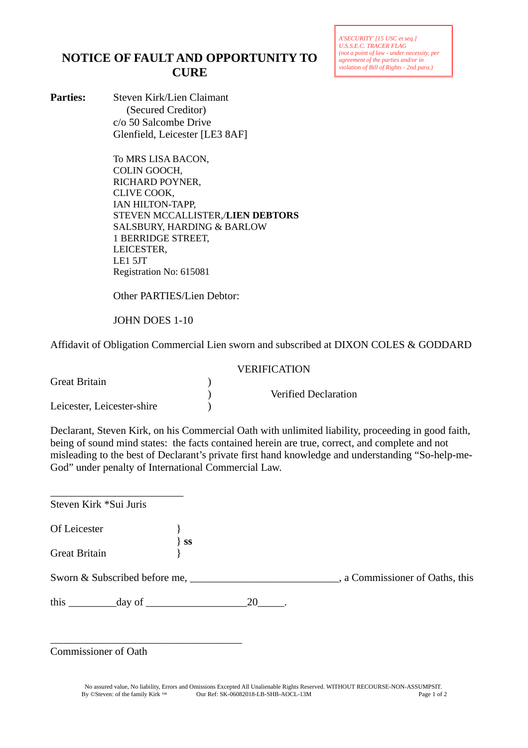# NOTICE OF FAULT AND OPPORTUNITY TO CURE

*A'SECURITY' [15 USC et seq.] U.S.S.E.C. TRACER FLAG (not a point of law - under necessity, per agreement of the parties and/or in violation of Bill of Rights - 2nd para.)*

**Parties:** Steven Kirk/Lien Claimant
(Secured Creditor)
c/o 50 Salcombe Drive
Glenfield, Leicester [LE3 8AF]

To MRS LISA BACON,
COLIN GOOCH,
RICHARD POYNER,
CLIVE COOK,
IAN HILTON-TAPP,
STEVEN MCCALLISTER,/**LIEN DEBTORS**
SALSBURY, HARDING & BARLOW
1 BERRIDGE STREET,
LEICESTER,
LE1 5JT
Registration No: 615081

Other PARTIES/Lien Debtor:

JOHN DOES 1-10

Affidavit of Obligation Commercial Lien sworn and subscribed at DIXON COLES & GODDARD

VERIFICATION

Great Britain )
) Verified Declaration
Leicester, Leicester-shire )

Declarant, Steven Kirk, on his Commercial Oath with unlimited liability, proceeding in good faith, being of sound mind states: the facts contained herein are true, correct, and complete and not misleading to the best of Declarant's private first hand knowledge and understanding "So-help-me-God" under penalty of International Commercial Law.

\_\_\_\_\_\_\_\_\_\_\_\_\_\_\_\_\_\_\_\_\_\_\_\_\_\_
Steven Kirk *Sui Juris

Of Leicester }
} **ss**
Great Britain }

Sworn & Subscribed before me, \_\_\_\_\_\_\_\_\_\_\_\_\_\_\_\_\_\_\_\_\_\_\_\_\_\_\_\_\_, a Commissioner of Oaths, this

this \_\_\_\_\_\_\_\_\_day of \_\_\_\_\_\_\_\_\_\_\_\_\_\_\_\_\_\_\_20\_\_\_\_\_.

\_\_\_\_\_\_\_\_\_\_\_\_\_\_\_\_\_\_\_\_\_\_\_\_\_\_\_\_\_\_\_\_\_\_\_\_\_\_
Commissioner of Oath

No assured value, No liability, Errors and Omissions Excepted All Unalienable Rights Reserved. WITHOUT RECOURSE-NON-ASSUMPSIT.
By ©Steven: of the family Kirk ™ Our Ref: SK-06082018-LB-SHB-AOCL-13M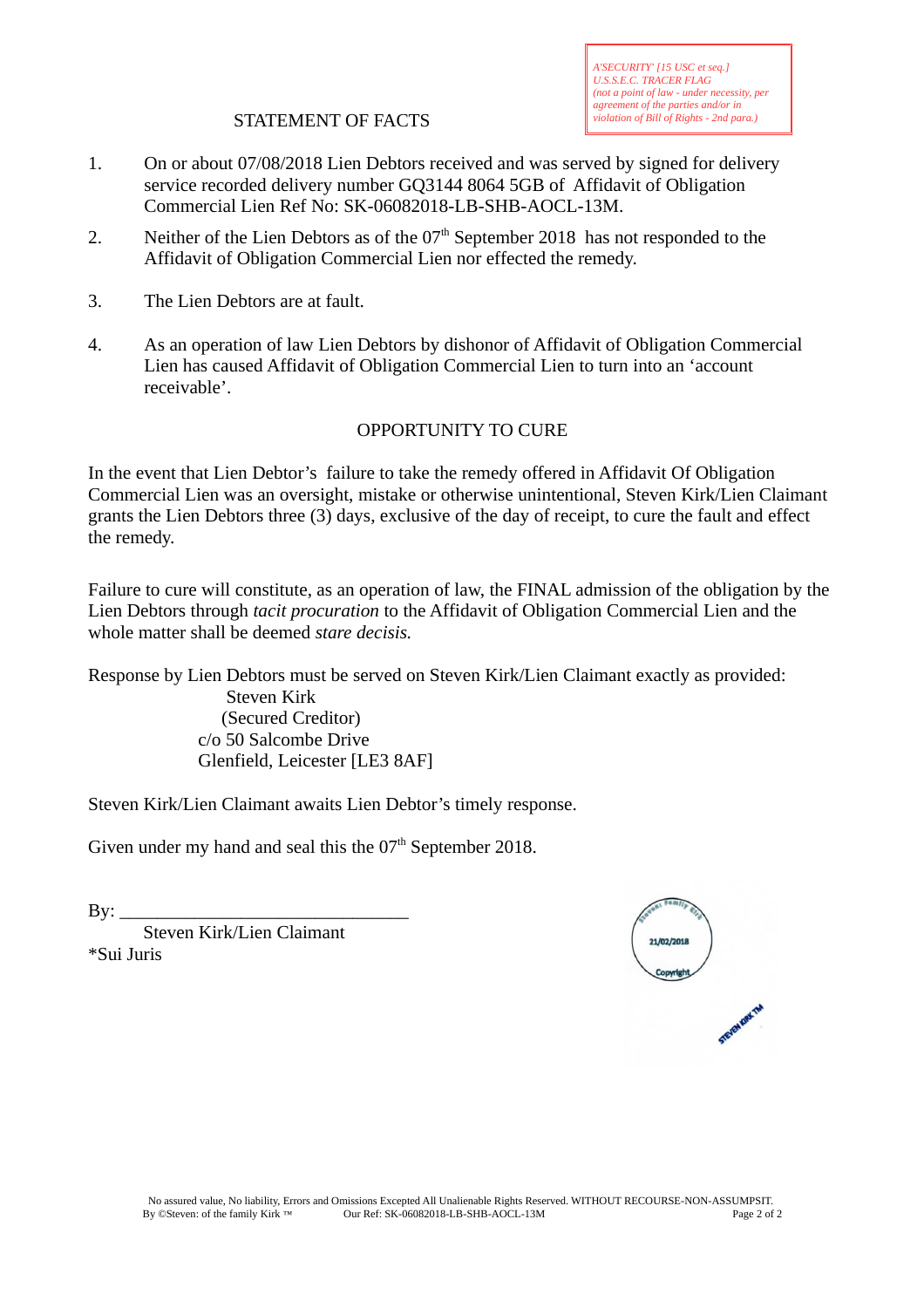A'SECURITY' [15 USC et seq.]
U.S.S.E.C. TRACER FLAG
(not a point of law - under necessity, per agreement of the parties and/or in violation of Bill of Rights - 2nd para.)

## STATEMENT OF FACTS

1. On or about 07/08/2018 Lien Debtors received and was served by signed for delivery service recorded delivery number GQ3144 8064 5GB of Affidavit of Obligation Commercial Lien Ref No: SK-06082018-LB-SHB-AOCL-13M.
2. Neither of the Lien Debtors as of the 07th September 2018 has not responded to the Affidavit of Obligation Commercial Lien nor effected the remedy.
3. The Lien Debtors are at fault.
4. As an operation of law Lien Debtors by dishonor of Affidavit of Obligation Commercial Lien has caused Affidavit of Obligation Commercial Lien to turn into an ‘account receivable’.

## OPPORTUNITY TO CURE

In the event that Lien Debtor’s failure to take the remedy offered in Affidavit Of Obligation Commercial Lien was an oversight, mistake or otherwise unintentional, Steven Kirk/Lien Claimant grants the Lien Debtors three (3) days, exclusive of the day of receipt, to cure the fault and effect the remedy.

Failure to cure will constitute, as an operation of law, the FINAL admission of the obligation by the Lien Debtors through *tacit procuration* to the Affidavit of Obligation Commercial Lien and the whole matter shall be deemed *stare decisis.*

Response by Lien Debtors must be served on Steven Kirk/Lien Claimant exactly as provided:

Steven Kirk
(Secured Creditor)
c/o 50 Salcombe Drive
Glenfield, Leicester [LE3 8AF]

Steven Kirk/Lien Claimant awaits Lien Debtor’s timely response.

Given under my hand and seal this the 07th September 2018.

By: ________________________________
Steven Kirk/Lien Claimant
*Sui Juris

Steven Family Kirk
21/02/2018
Copyright

STEVEN KIRK TM

No assured value, No liability, Errors and Omissions Excepted All Unalienable Rights Reserved. WITHOUT RECOURSE-NON-ASSUMPSIT.
By ©Steven: of the family Kirk ™ Our Ref: SK-06082018-LB-SHB-AOCL-13M